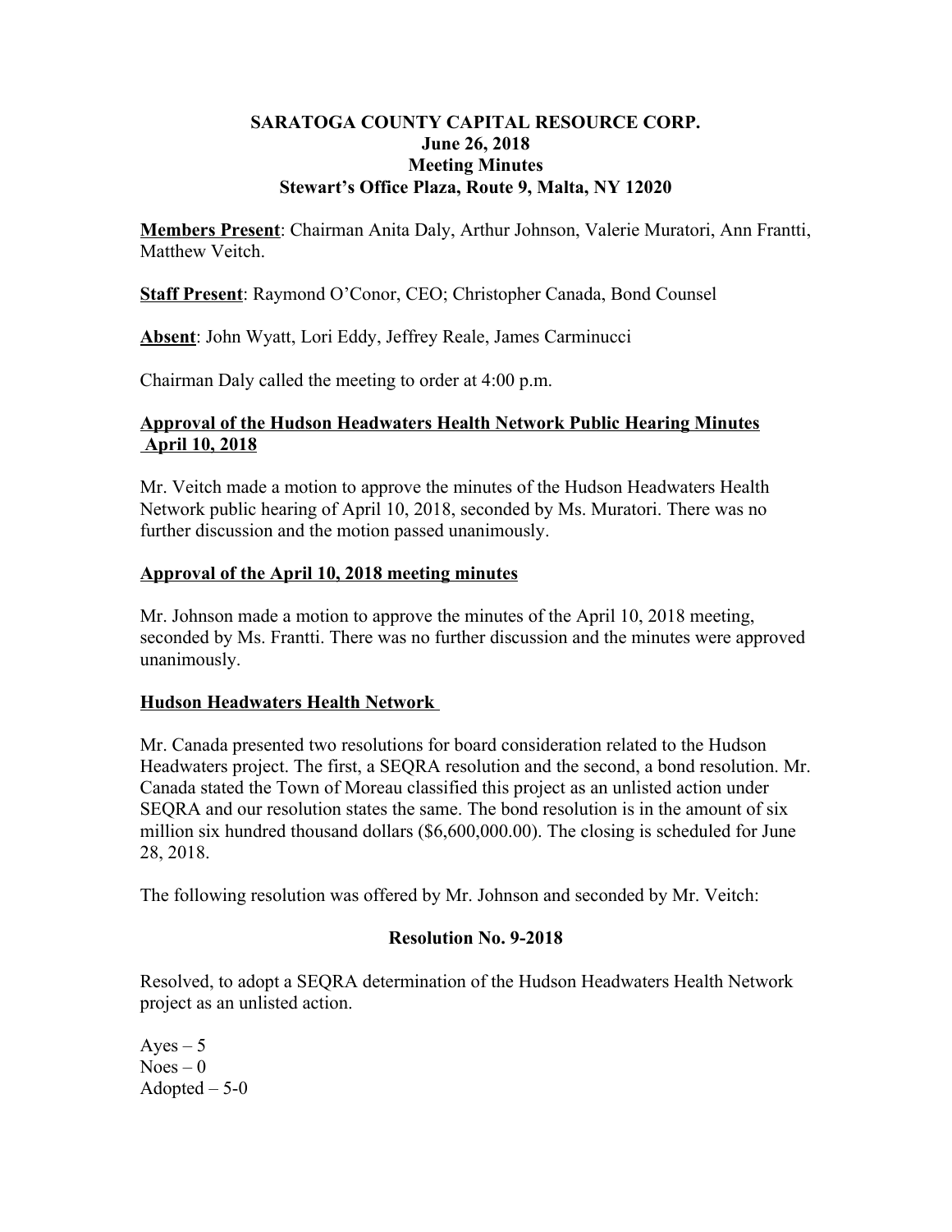# SARATOGA COUNTY CAPITAL RESOURCE CORP.
## June 26, 2018
## Meeting Minutes
## Stewart's Office Plaza, Route 9, Malta, NY 12020

**Members Present**: Chairman Anita Daly, Arthur Johnson, Valerie Muratori, Ann Frantti, Matthew Veitch.

**Staff Present**: Raymond O'Conor, CEO; Christopher Canada, Bond Counsel

**Absent**: John Wyatt, Lori Eddy, Jeffrey Reale, James Carminucci

Chairman Daly called the meeting to order at 4:00 p.m.

### Approval of the Hudson Headwaters Health Network Public Hearing Minutes April 10, 2018

Mr. Veitch made a motion to approve the minutes of the Hudson Headwaters Health Network public hearing of April 10, 2018, seconded by Ms. Muratori. There was no further discussion and the motion passed unanimously.

### Approval of the April 10, 2018 meeting minutes

Mr. Johnson made a motion to approve the minutes of the April 10, 2018 meeting, seconded by Ms. Frantti. There was no further discussion and the minutes were approved unanimously.

### Hudson Headwaters Health Network

Mr. Canada presented two resolutions for board consideration related to the Hudson Headwaters project. The first, a SEQRA resolution and the second, a bond resolution. Mr. Canada stated the Town of Moreau classified this project as an unlisted action under SEQRA and our resolution states the same. The bond resolution is in the amount of six million six hundred thousand dollars ($6,600,000.00). The closing is scheduled for June 28, 2018.

The following resolution was offered by Mr. Johnson and seconded by Mr. Veitch:

**Resolution No. 9-2018**

Resolved, to adopt a SEQRA determination of the Hudson Headwaters Health Network project as an unlisted action.

Ayes – 5
Noes – 0
Adopted – 5-0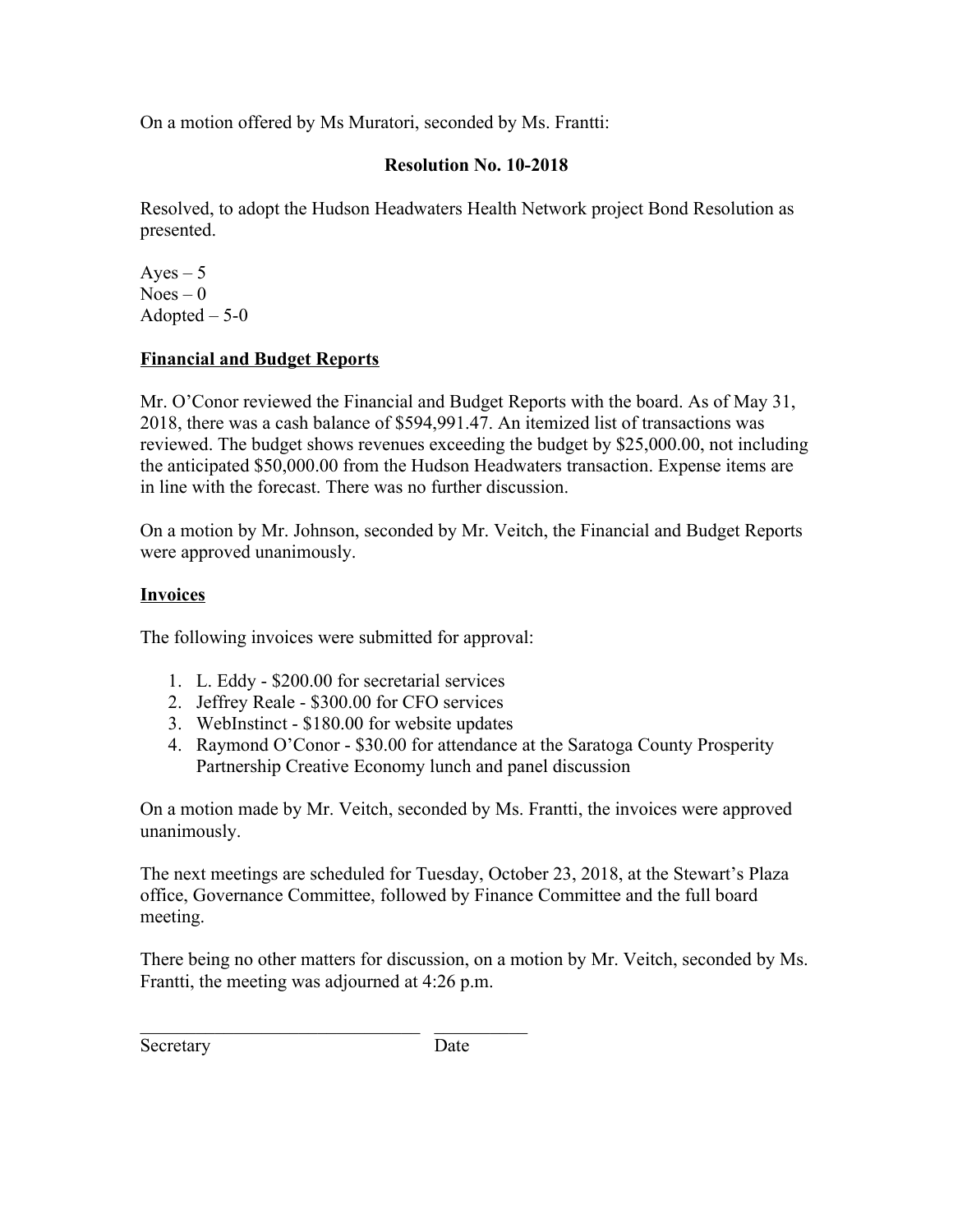On a motion offered by Ms Muratori, seconded by Ms. Frantti:

**Resolution No. 10-2018**

Resolved, to adopt the Hudson Headwaters Health Network project Bond Resolution as presented.

Ayes – 5
Noes – 0
Adopted – 5-0

**Financial and Budget Reports**

Mr. O'Conor reviewed the Financial and Budget Reports with the board. As of May 31, 2018, there was a cash balance of $594,991.47. An itemized list of transactions was reviewed. The budget shows revenues exceeding the budget by $25,000.00, not including the anticipated $50,000.00 from the Hudson Headwaters transaction. Expense items are in line with the forecast. There was no further discussion.

On a motion by Mr. Johnson, seconded by Mr. Veitch, the Financial and Budget Reports were approved unanimously.

**Invoices**

The following invoices were submitted for approval:

1. L. Eddy - $200.00 for secretarial services
2. Jeffrey Reale - $300.00 for CFO services
3. WebInstinct - $180.00 for website updates
4. Raymond O'Conor - $30.00 for attendance at the Saratoga County Prosperity Partnership Creative Economy lunch and panel discussion

On a motion made by Mr. Veitch, seconded by Ms. Frantti, the invoices were approved unanimously.

The next meetings are scheduled for Tuesday, October 23, 2018, at the Stewart's Plaza office, Governance Committee, followed by Finance Committee and the full board meeting.

There being no other matters for discussion, on a motion by Mr. Veitch, seconded by Ms. Frantti, the meeting was adjourned at 4:26 p.m.

_______________________________ __________
Secretary Date